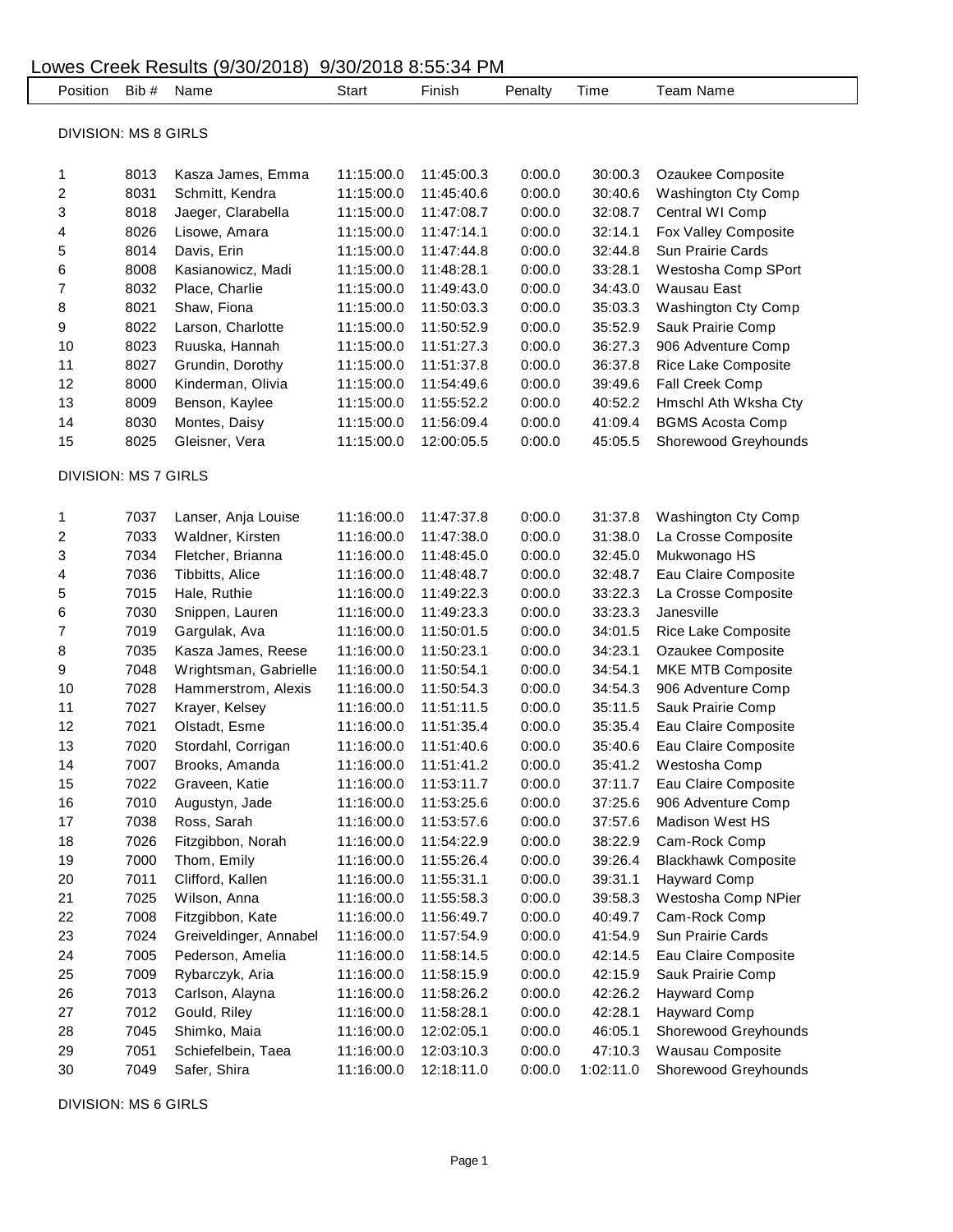# Lowes Creek Results (9/30/2018) 9/30/2018 8:55:34 PM

## DIVISION: MS 8 GIRLS

| Position | Bib # | Name | Start | Finish | Penalty | Time | Team Name |
|---|---|---|---|---|---|---|---|
| 1 | 8013 | Kasza James, Emma | 11:15:00.0 | 11:45:00.3 | 0:00.0 | 30:00.3 | Ozaukee Composite |
| 2 | 8031 | Schmitt, Kendra | 11:15:00.0 | 11:45:40.6 | 0:00.0 | 30:40.6 | Washington Cty Comp |
| 3 | 8018 | Jaeger, Clarabella | 11:15:00.0 | 11:47:08.7 | 0:00.0 | 32:08.7 | Central WI Comp |
| 4 | 8026 | Lisowe, Amara | 11:15:00.0 | 11:47:14.1 | 0:00.0 | 32:14.1 | Fox Valley Composite |
| 5 | 8014 | Davis, Erin | 11:15:00.0 | 11:47:44.8 | 0:00.0 | 32:44.8 | Sun Prairie Cards |
| 6 | 8008 | Kasianowicz, Madi | 11:15:00.0 | 11:48:28.1 | 0:00.0 | 33:28.1 | Westosha Comp SPort |
| 7 | 8032 | Place, Charlie | 11:15:00.0 | 11:49:43.0 | 0:00.0 | 34:43.0 | Wausau East |
| 8 | 8021 | Shaw, Fiona | 11:15:00.0 | 11:50:03.3 | 0:00.0 | 35:03.3 | Washington Cty Comp |
| 9 | 8022 | Larson, Charlotte | 11:15:00.0 | 11:50:52.9 | 0:00.0 | 35:52.9 | Sauk Prairie Comp |
| 10 | 8023 | Ruuska, Hannah | 11:15:00.0 | 11:51:27.3 | 0:00.0 | 36:27.3 | 906 Adventure Comp |
| 11 | 8027 | Grundin, Dorothy | 11:15:00.0 | 11:51:37.8 | 0:00.0 | 36:37.8 | Rice Lake Composite |
| 12 | 8000 | Kinderman, Olivia | 11:15:00.0 | 11:54:49.6 | 0:00.0 | 39:49.6 | Fall Creek Comp |
| 13 | 8009 | Benson, Kaylee | 11:15:00.0 | 11:55:52.2 | 0:00.0 | 40:52.2 | Hmschl Ath Wksha Cty |
| 14 | 8030 | Montes, Daisy | 11:15:00.0 | 11:56:09.4 | 0:00.0 | 41:09.4 | BGMS Acosta Comp |
| 15 | 8025 | Gleisner, Vera | 11:15:00.0 | 12:00:05.5 | 0:00.0 | 45:05.5 | Shorewood Greyhounds |

## DIVISION: MS 7 GIRLS

| Position | Bib # | Name | Start | Finish | Penalty | Time | Team Name |
|---|---|---|---|---|---|---|---|
| 1 | 7037 | Lanser, Anja Louise | 11:16:00.0 | 11:47:37.8 | 0:00.0 | 31:37.8 | Washington Cty Comp |
| 2 | 7033 | Waldner, Kirsten | 11:16:00.0 | 11:47:38.0 | 0:00.0 | 31:38.0 | La Crosse Composite |
| 3 | 7034 | Fletcher, Brianna | 11:16:00.0 | 11:48:45.0 | 0:00.0 | 32:45.0 | Mukwonago HS |
| 4 | 7036 | Tibbitts, Alice | 11:16:00.0 | 11:48:48.7 | 0:00.0 | 32:48.7 | Eau Claire Composite |
| 5 | 7015 | Hale, Ruthie | 11:16:00.0 | 11:49:22.3 | 0:00.0 | 33:22.3 | La Crosse Composite |
| 6 | 7030 | Snippen, Lauren | 11:16:00.0 | 11:49:23.3 | 0:00.0 | 33:23.3 | Janesville |
| 7 | 7019 | Gargulak, Ava | 11:16:00.0 | 11:50:01.5 | 0:00.0 | 34:01.5 | Rice Lake Composite |
| 8 | 7035 | Kasza James, Reese | 11:16:00.0 | 11:50:23.1 | 0:00.0 | 34:23.1 | Ozaukee Composite |
| 9 | 7048 | Wrightsman, Gabrielle | 11:16:00.0 | 11:50:54.1 | 0:00.0 | 34:54.1 | MKE MTB Composite |
| 10 | 7028 | Hammerstrom, Alexis | 11:16:00.0 | 11:50:54.3 | 0:00.0 | 34:54.3 | 906 Adventure Comp |
| 11 | 7027 | Krayer, Kelsey | 11:16:00.0 | 11:51:11.5 | 0:00.0 | 35:11.5 | Sauk Prairie Comp |
| 12 | 7021 | Olstadt, Esme | 11:16:00.0 | 11:51:35.4 | 0:00.0 | 35:35.4 | Eau Claire Composite |
| 13 | 7020 | Stordahl, Corrigan | 11:16:00.0 | 11:51:40.6 | 0:00.0 | 35:40.6 | Eau Claire Composite |
| 14 | 7007 | Brooks, Amanda | 11:16:00.0 | 11:51:41.2 | 0:00.0 | 35:41.2 | Westosha Comp |
| 15 | 7022 | Graveen, Katie | 11:16:00.0 | 11:53:11.7 | 0:00.0 | 37:11.7 | Eau Claire Composite |
| 16 | 7010 | Augustyn, Jade | 11:16:00.0 | 11:53:25.6 | 0:00.0 | 37:25.6 | 906 Adventure Comp |
| 17 | 7038 | Ross, Sarah | 11:16:00.0 | 11:53:57.6 | 0:00.0 | 37:57.6 | Madison West HS |
| 18 | 7026 | Fitzgibbon, Norah | 11:16:00.0 | 11:54:22.9 | 0:00.0 | 38:22.9 | Cam-Rock Comp |
| 19 | 7000 | Thom, Emily | 11:16:00.0 | 11:55:26.4 | 0:00.0 | 39:26.4 | Blackhawk Composite |
| 20 | 7011 | Clifford, Kallen | 11:16:00.0 | 11:55:31.1 | 0:00.0 | 39:31.1 | Hayward Comp |
| 21 | 7025 | Wilson, Anna | 11:16:00.0 | 11:55:58.3 | 0:00.0 | 39:58.3 | Westosha Comp NPier |
| 22 | 7008 | Fitzgibbon, Kate | 11:16:00.0 | 11:56:49.7 | 0:00.0 | 40:49.7 | Cam-Rock Comp |
| 23 | 7024 | Greiveldinger, Annabel | 11:16:00.0 | 11:57:54.9 | 0:00.0 | 41:54.9 | Sun Prairie Cards |
| 24 | 7005 | Pederson, Amelia | 11:16:00.0 | 11:58:14.5 | 0:00.0 | 42:14.5 | Eau Claire Composite |
| 25 | 7009 | Rybarczyk, Aria | 11:16:00.0 | 11:58:15.9 | 0:00.0 | 42:15.9 | Sauk Prairie Comp |
| 26 | 7013 | Carlson, Alayna | 11:16:00.0 | 11:58:26.2 | 0:00.0 | 42:26.2 | Hayward Comp |
| 27 | 7012 | Gould, Riley | 11:16:00.0 | 11:58:28.1 | 0:00.0 | 42:28.1 | Hayward Comp |
| 28 | 7045 | Shimko, Maia | 11:16:00.0 | 12:02:05.1 | 0:00.0 | 46:05.1 | Shorewood Greyhounds |
| 29 | 7051 | Schiefelbein, Taea | 11:16:00.0 | 12:03:10.3 | 0:00.0 | 47:10.3 | Wausau Composite |
| 30 | 7049 | Safer, Shira | 11:16:00.0 | 12:18:11.0 | 0:00.0 | 1:02:11.0 | Shorewood Greyhounds |

## DIVISION: MS 6 GIRLS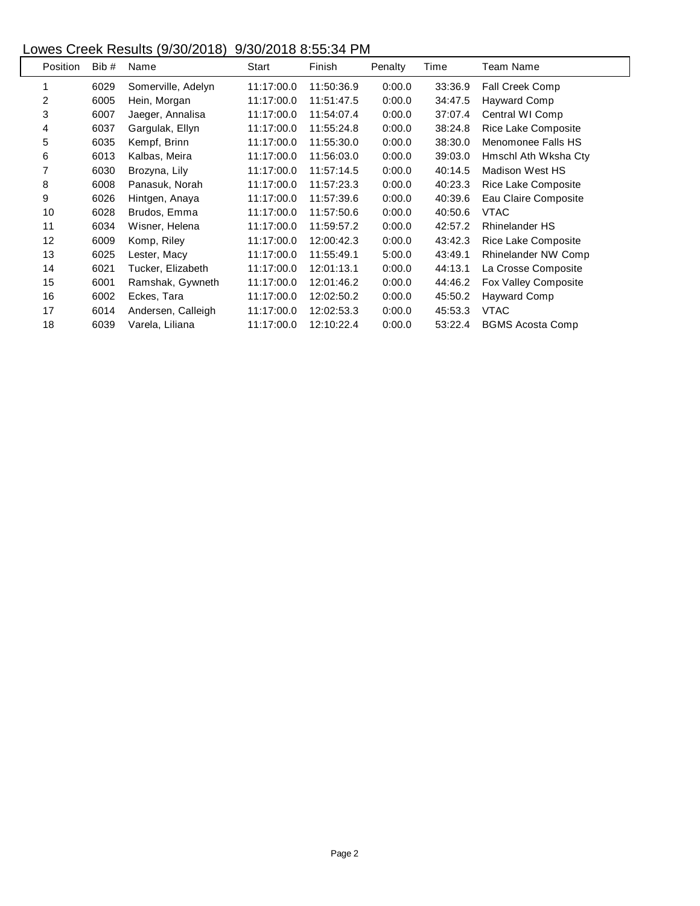# Lowes Creek Results (9/30/2018) 9/30/2018 8:55:34 PM

| Position | Bib # | Name | Start | Finish | Penalty | Time | Team Name |
|---|---|---|---|---|---|---|---|
| 1 | 6029 | Somerville, Adelyn | 11:17:00.0 | 11:50:36.9 | 0:00.0 | 33:36.9 | Fall Creek Comp |
| 2 | 6005 | Hein, Morgan | 11:17:00.0 | 11:51:47.5 | 0:00.0 | 34:47.5 | Hayward Comp |
| 3 | 6007 | Jaeger, Annalisa | 11:17:00.0 | 11:54:07.4 | 0:00.0 | 37:07.4 | Central WI Comp |
| 4 | 6037 | Gargulak, Ellyn | 11:17:00.0 | 11:55:24.8 | 0:00.0 | 38:24.8 | Rice Lake Composite |
| 5 | 6035 | Kempf, Brinn | 11:17:00.0 | 11:55:30.0 | 0:00.0 | 38:30.0 | Menomonee Falls HS |
| 6 | 6013 | Kalbas, Meira | 11:17:00.0 | 11:56:03.0 | 0:00.0 | 39:03.0 | Hmschl Ath Wksha Cty |
| 7 | 6030 | Brozyna, Lily | 11:17:00.0 | 11:57:14.5 | 0:00.0 | 40:14.5 | Madison West HS |
| 8 | 6008 | Panasuk, Norah | 11:17:00.0 | 11:57:23.3 | 0:00.0 | 40:23.3 | Rice Lake Composite |
| 9 | 6026 | Hintgen, Anaya | 11:17:00.0 | 11:57:39.6 | 0:00.0 | 40:39.6 | Eau Claire Composite |
| 10 | 6028 | Brudos, Emma | 11:17:00.0 | 11:57:50.6 | 0:00.0 | 40:50.6 | VTAC |
| 11 | 6034 | Wisner, Helena | 11:17:00.0 | 11:59:57.2 | 0:00.0 | 42:57.2 | Rhinelander HS |
| 12 | 6009 | Komp, Riley | 11:17:00.0 | 12:00:42.3 | 0:00.0 | 43:42.3 | Rice Lake Composite |
| 13 | 6025 | Lester, Macy | 11:17:00.0 | 11:55:49.1 | 5:00.0 | 43:49.1 | Rhinelander NW Comp |
| 14 | 6021 | Tucker, Elizabeth | 11:17:00.0 | 12:01:13.1 | 0:00.0 | 44:13.1 | La Crosse Composite |
| 15 | 6001 | Ramshak, Gywneth | 11:17:00.0 | 12:01:46.2 | 0:00.0 | 44:46.2 | Fox Valley Composite |
| 16 | 6002 | Eckes, Tara | 11:17:00.0 | 12:02:50.2 | 0:00.0 | 45:50.2 | Hayward Comp |
| 17 | 6014 | Andersen, Calleigh | 11:17:00.0 | 12:02:53.3 | 0:00.0 | 45:53.3 | VTAC |
| 18 | 6039 | Varela, Liliana | 11:17:00.0 | 12:10:22.4 | 0:00.0 | 53:22.4 | BGMS Acosta Comp |